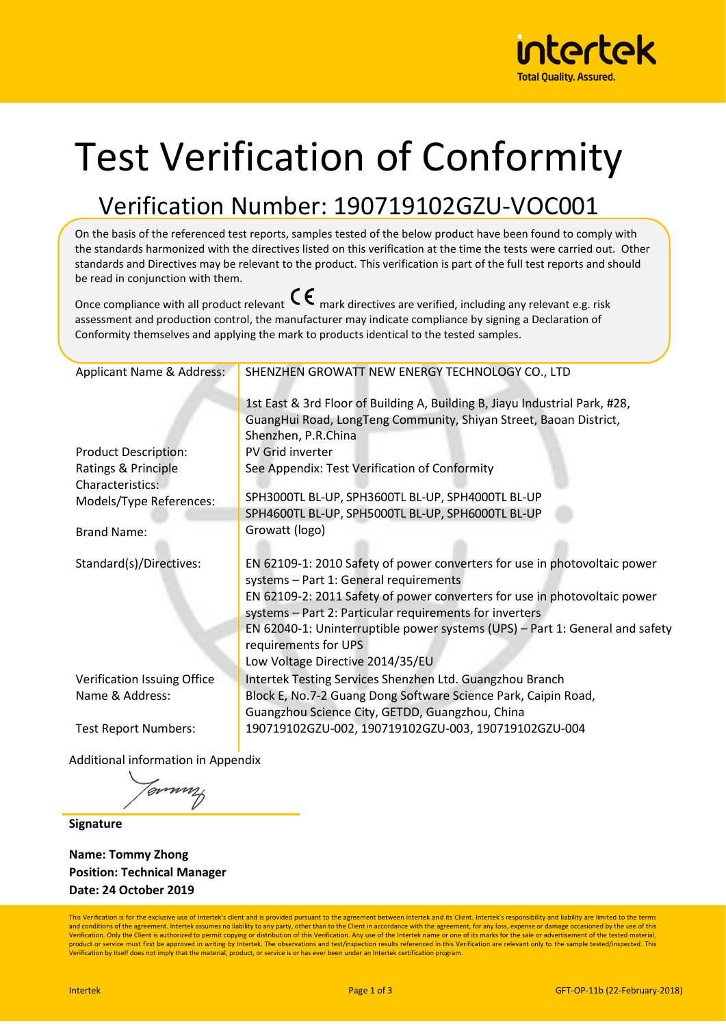intertek
Total Quality. Assured.

# Test Verification of Conformity

## Verification Number: 190719102GZU-VOC001

On the basis of the referenced test reports, samples tested of the below product have been found to comply with the standards harmonized with the directives listed on this verification at the time the tests were carried out. Other standards and Directives may be relevant to the product. This verification is part of the full test reports and should be read in conjunction with them.

Once compliance with all product relevant CE mark directives are verified, including any relevant e.g. risk assessment and production control, the manufacturer may indicate compliance by signing a Declaration of Conformity themselves and applying the mark to products identical to the tested samples.

| | |
|---|---|
| Applicant Name & Address: | SHENZHEN GROWATT NEW ENERGY TECHNOLOGY CO., LTD<br><br>1st East & 3rd Floor of Building A, Building B, Jiayu Industrial Park, #28, GuangHui Road, LongTeng Community, Shiyan Street, Baoan District, Shenzhen, P.R.China |
| Product Description: | PV Grid inverter |
| Ratings & Principle Characteristics: | See Appendix: Test Verification of Conformity |
| Models/Type References: | SPH3000TL BL-UP, SPH3600TL BL-UP, SPH4000TL BL-UP<br>SPH4600TL BL-UP, SPH5000TL BL-UP, SPH6000TL BL-UP |
| Brand Name: | Growatt (logo) |
| Standard(s)/Directives: | EN 62109-1: 2010 Safety of power converters for use in photovoltaic power systems – Part 1: General requirements<br>EN 62109-2: 2011 Safety of power converters for use in photovoltaic power systems – Part 2: Particular requirements for inverters<br>EN 62040-1: Uninterruptible power systems (UPS) – Part 1: General and safety requirements for UPS<br>Low Voltage Directive 2014/35/EU |
| Verification Issuing Office Name & Address: | Intertek Testing Services Shenzhen Ltd. Guangzhou Branch<br>Block E, No.7-2 Guang Dong Software Science Park, Caipin Road, Guangzhou Science City, GETDD, Guangzhou, China |
| Test Report Numbers: | 190719102GZU-002, 190719102GZU-003, 190719102GZU-004 |

Additional information in Appendix

**Signature**

**Name: Tommy Zhong**
**Position: Technical Manager**
**Date: 24 October 2019**

This Verification is for the exclusive use of Intertek's client and is provided pursuant to the agreement between Intertek and its Client. Intertek's responsibility and liability are limited to the terms and conditions of the agreement. Intertek assumes no liability to any party, other than to the Client in accordance with the agreement, for any loss, expense or damage occasioned by the use of this Verification. Only the Client is authorized to permit copying or distribution of this Verification. Any use of the Intertek name or one of its marks for the sale or advertisement of the tested material, product or service must first be approved in writing by Intertek. The observations and test/inspection results referenced in this Verification are relevant only to the sample tested/inspected. This Verification by itself does not imply that the material, product, or service is or has ever been under an Intertek certification program.

Intertek GFT-OP-11b (22-February-2018)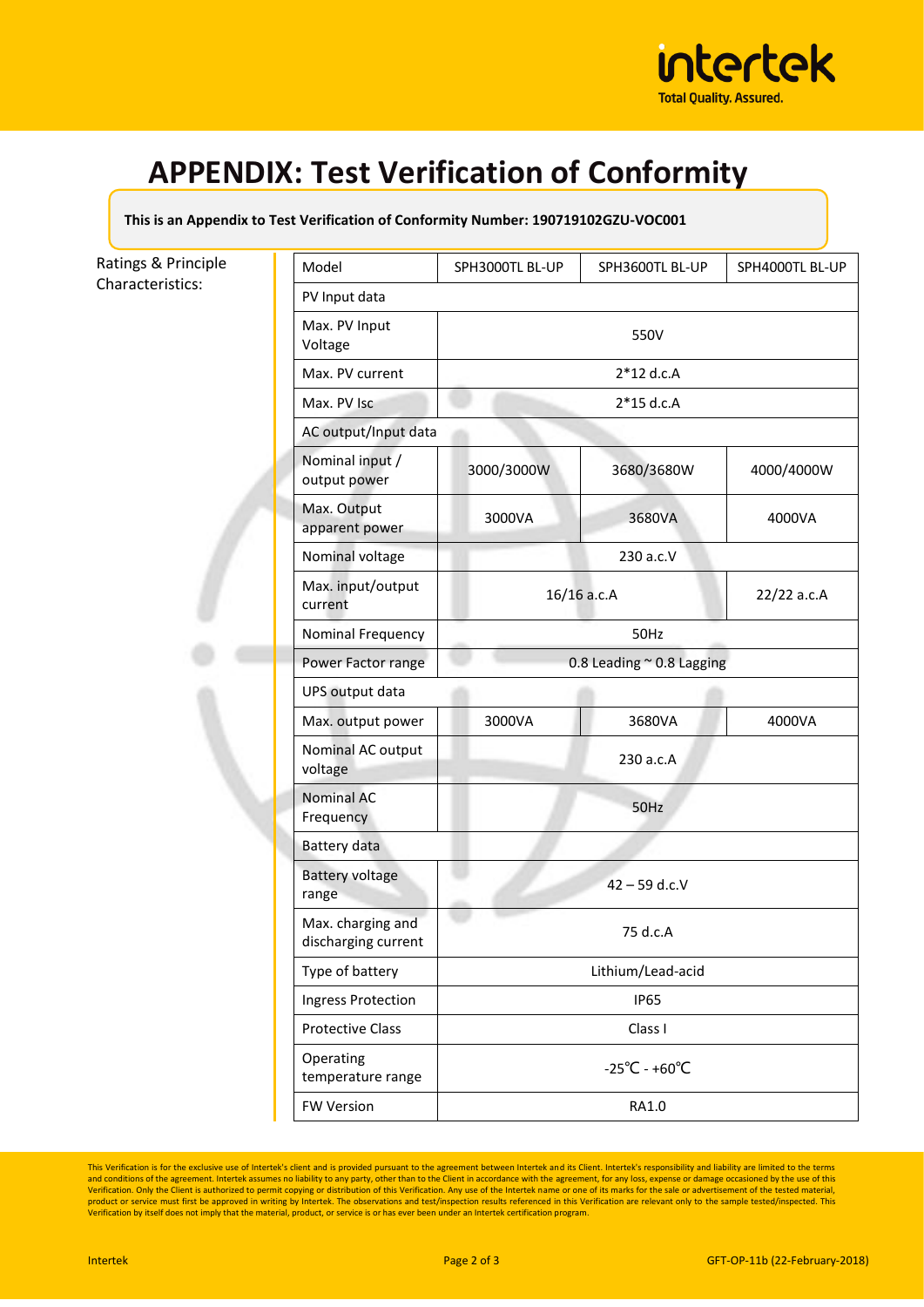# APPENDIX: Test Verification of Conformity

**This is an Appendix to Test Verification of Conformity Number: 190719102GZU-VOC001**

Ratings & Principle Characteristics:

| Model | SPH3000TL BL-UP | SPH3600TL BL-UP | SPH4000TL BL-UP |
|---|---|---|---|
| PV Input data | | | |
| Max. PV Input Voltage | 550V | | |
| Max. PV current | 2*12 d.c.A | | |
| Max. PV Isc | 2*15 d.c.A | | |
| AC output/Input data | | | |
| Nominal input / output power | 3000/3000W | 3680/3680W | 4000/4000W |
| Max. Output apparent power | 3000VA | 3680VA | 4000VA |
| Nominal voltage | 230 a.c.V | | |
| Max. input/output current | 16/16 a.c.A | | 22/22 a.c.A |
| Nominal Frequency | 50Hz | | |
| Power Factor range | 0.8 Leading ~ 0.8 Lagging | | |
| UPS output data | | | |
| Max. output power | 3000VA | 3680VA | 4000VA |
| Nominal AC output voltage | 230 a.c.A | | |
| Nominal AC Frequency | 50Hz | | |
| Battery data | | | |
| Battery voltage range | 42 – 59 d.c.V | | |
| Max. charging and discharging current | 75 d.c.A | | |
| Type of battery | Lithium/Lead-acid | | |
| Ingress Protection | IP65 | | |
| Protective Class | Class I | | |
| Operating temperature range | -25℃ - +60℃ | | |
| FW Version | RA1.0 | | |

This Verification is for the exclusive use of Intertek's client and is provided pursuant to the agreement between Intertek and its Client. Intertek's responsibility and liability are limited to the terms and conditions of the agreement. Intertek assumes no liability to any party, other than to the Client in accordance with the agreement, for any loss, expense or damage occasioned by the use of this Verification. Only the Client is authorized to permit copying or distribution of this Verification. Any use of the Intertek name or one of its marks for the sale or advertisement of the tested material, product or service must first be approved in writing by Intertek. The observations and test/inspection results referenced in this Verification are relevant only to the sample tested/inspected. This Verification by itself does not imply that the material, product, or service is or has ever been under an Intertek certification program.

Intertek GFT-OP-11b (22-February-2018)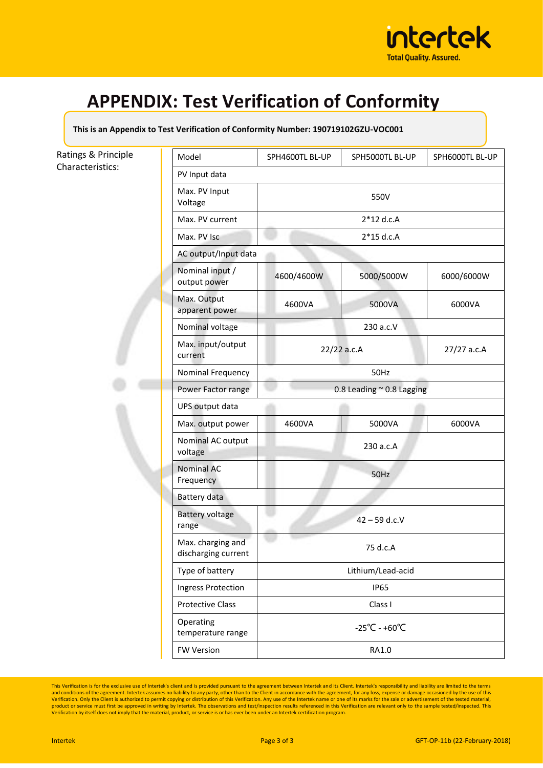# APPENDIX: Test Verification of Conformity

**This is an Appendix to Test Verification of Conformity Number: 190719102GZU-VOC001**

Ratings & Principle Characteristics:

| Model | SPH4600TL BL-UP | SPH5000TL BL-UP | SPH6000TL BL-UP |
|---|---|---|---|
| PV Input data | | | |
| Max. PV Input Voltage | 550V | | |
| Max. PV current | 2*12 d.c.A | | |
| Max. PV Isc | 2*15 d.c.A | | |
| AC output/Input data | | | |
| Nominal input / output power | 4600/4600W | 5000/5000W | 6000/6000W |
| Max. Output apparent power | 4600VA | 5000VA | 6000VA |
| Nominal voltage | 230 a.c.V | | |
| Max. input/output current | 22/22 a.c.A | | 27/27 a.c.A |
| Nominal Frequency | 50Hz | | |
| Power Factor range | 0.8 Leading ~ 0.8 Lagging | | |
| UPS output data | | | |
| Max. output power | 4600VA | 5000VA | 6000VA |
| Nominal AC output voltage | 230 a.c.A | | |
| Nominal AC Frequency | 50Hz | | |
| Battery data | | | |
| Battery voltage range | 42 – 59 d.c.V | | |
| Max. charging and discharging current | 75 d.c.A | | |
| Type of battery | Lithium/Lead-acid | | |
| Ingress Protection | IP65 | | |
| Protective Class | Class I | | |
| Operating temperature range | -25℃ - +60℃ | | |
| FW Version | RA1.0 | | |

This Verification is for the exclusive use of Intertek's client and is provided pursuant to the agreement between Intertek and its Client. Intertek's responsibility and liability are limited to the terms and conditions of the agreement. Intertek assumes no liability to any party, other than to the Client in accordance with the agreement, for any loss, expense or damage occasioned by the use of this Verification. Only the Client is authorized to permit copying or distribution of this Verification. Any use of the Intertek name or one of its marks for the sale or advertisement of the tested material, product or service must first be approved in writing by Intertek. The observations and test/inspection results referenced in this Verification are relevant only to the sample tested/inspected. This Verification by itself does not imply that the material, product, or service is or has ever been under an Intertek certification program.